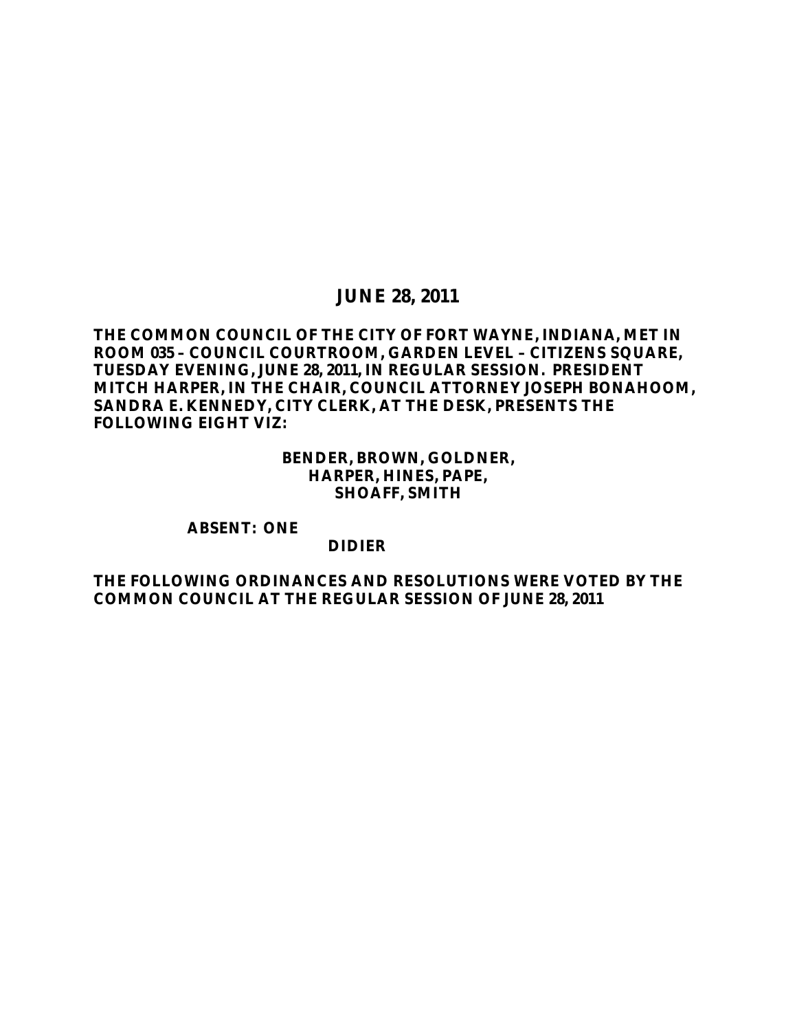# JUNE 28, 2011

**THE COMMON COUNCIL OF THE CITY OF FORT WAYNE, INDIANA, MET IN ROOM 035 – COUNCIL COURTROOM, GARDEN LEVEL – CITIZENS SQUARE, TUESDAY EVENING, JUNE 28, 2011, IN REGULAR SESSION. PRESIDENT MITCH HARPER, IN THE CHAIR, COUNCIL ATTORNEY JOSEPH BONAHOOM, SANDRA E. KENNEDY, CITY CLERK, AT THE DESK, PRESENTS THE FOLLOWING EIGHT VIZ:**

**BENDER, BROWN, GOLDNER,**
**HARPER, HINES, PAPE,**
**SHOAFF, SMITH**

**ABSENT: ONE**
**DIDIER**

**THE FOLLOWING ORDINANCES AND RESOLUTIONS WERE VOTED BY THE COMMON COUNCIL AT THE REGULAR SESSION OF JUNE 28, 2011**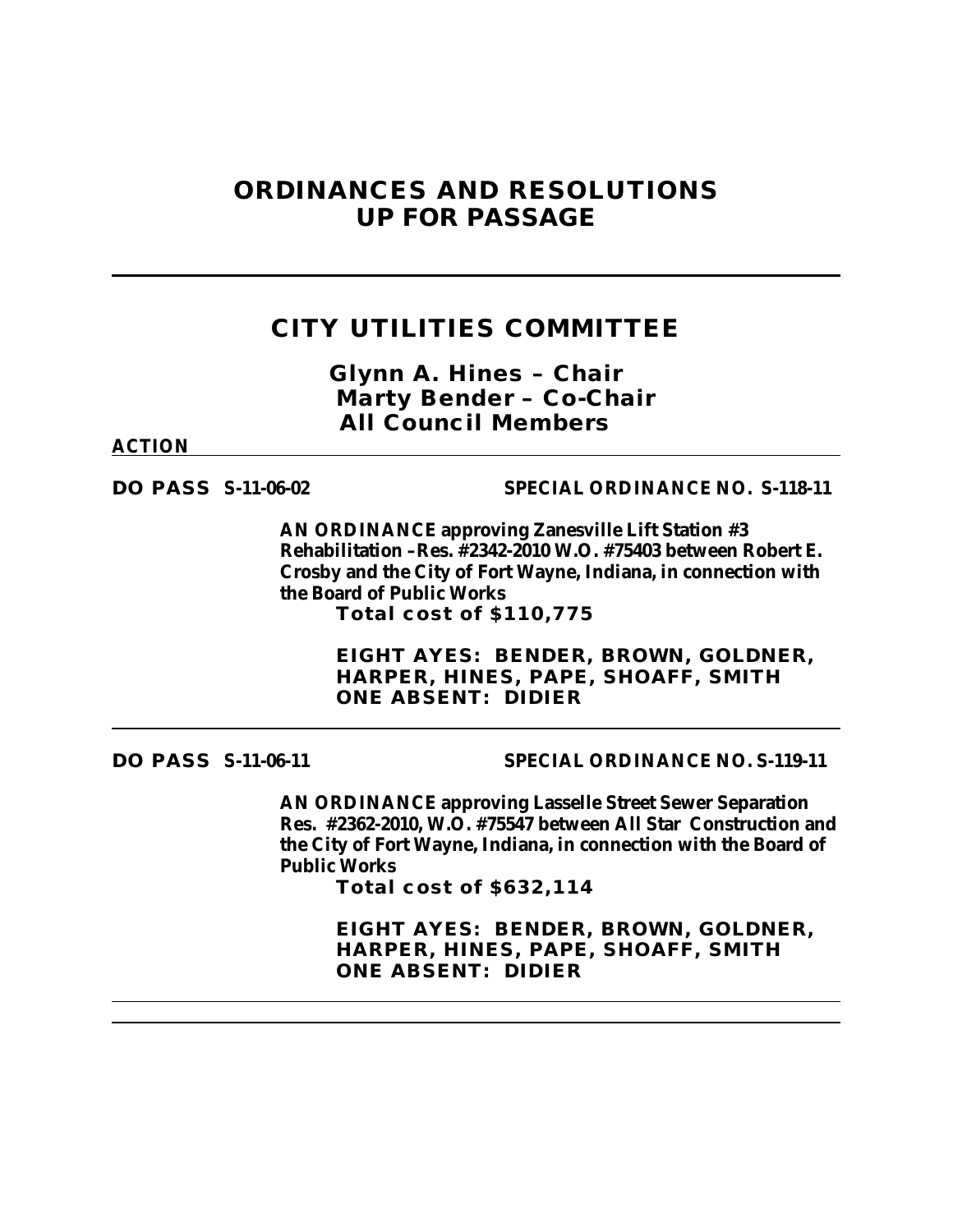# ORDINANCES AND RESOLUTIONS UP FOR PASSAGE

---

## CITY UTILITIES COMMITTEE

**Glynn A. Hines – Chair**
**Marty Bender – Co-Chair**
**All Council Members**

**ACTION**

---

**DO PASS S-11-06-02** **SPECIAL ORDINANCE NO. S-118-11**

**AN ORDINANCE approving Zanesville Lift Station #3 Rehabilitation –Res. #2342-2010 W.O. #75403 between Robert E. Crosby and the City of Fort Wayne, Indiana, in connection with the Board of Public Works**

**Total cost of $110,775**

**EIGHT AYES: BENDER, BROWN, GOLDNER, HARPER, HINES, PAPE, SHOAFF, SMITH**
**ONE ABSENT: DIDIER**

---

**DO PASS S-11-06-11** **SPECIAL ORDINANCE NO. S-119-11**

**AN ORDINANCE approving Lasselle Street Sewer Separation Res. #2362-2010, W.O. #75547 between All Star Construction and the City of Fort Wayne, Indiana, in connection with the Board of Public Works**

**Total cost of $632,114**

**EIGHT AYES: BENDER, BROWN, GOLDNER, HARPER, HINES, PAPE, SHOAFF, SMITH**
**ONE ABSENT: DIDIER**

---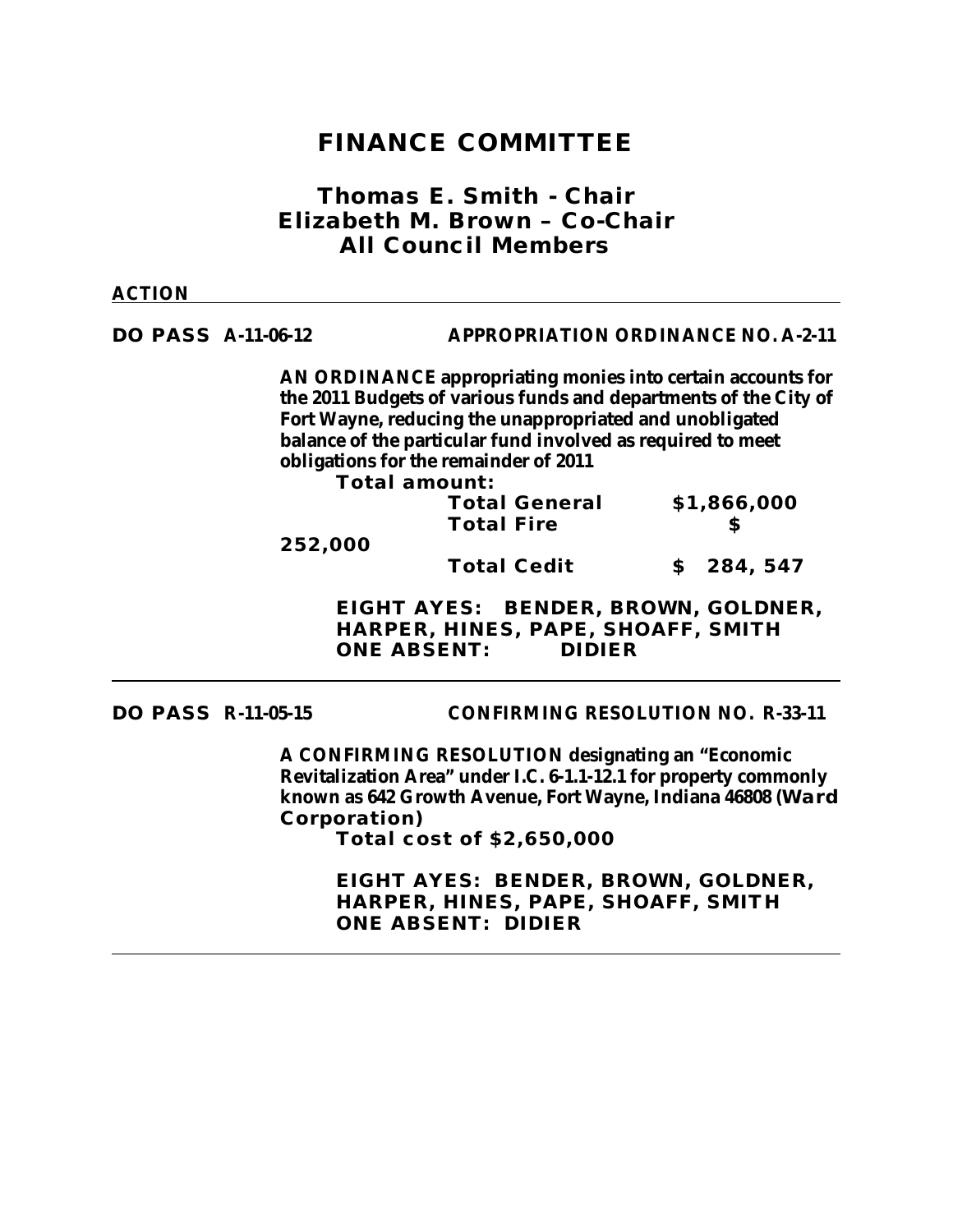# FINANCE COMMITTEE

## Thomas E. Smith - Chair
## Elizabeth M. Brown – Co-Chair
## All Council Members

**ACTION**

---

**DO PASS A-11-06-12** **APPROPRIATION ORDINANCE NO. A-2-11**

**AN ORDINANCE appropriating monies into certain accounts for the 2011 Budgets of various funds and departments of the City of Fort Wayne, reducing the unappropriated and unobligated balance of the particular fund involved as required to meet obligations for the remainder of 2011**

**Total amount:**

| | |
|---|---|
| **Total General** | **$1,866,000** |
| **Total Fire** | **$ 252,000** |
| **Total Credit** | **$ 284, 547** |

**EIGHT AYES: BENDER, BROWN, GOLDNER, HARPER, HINES, PAPE, SHOAFF, SMITH**
**ONE ABSENT: DIDIER**

---

**DO PASS R-11-05-15** **CONFIRMING RESOLUTION NO. R-33-11**

**A CONFIRMING RESOLUTION designating an "Economic Revitalization Area" under I.C. 6-1.1-12.1 for property commonly known as 642 Growth Avenue, Fort Wayne, Indiana 46808 (Ward Corporation)**

**Total cost of $2,650,000**

**EIGHT AYES: BENDER, BROWN, GOLDNER, HARPER, HINES, PAPE, SHOAFF, SMITH**
**ONE ABSENT: DIDIER**

---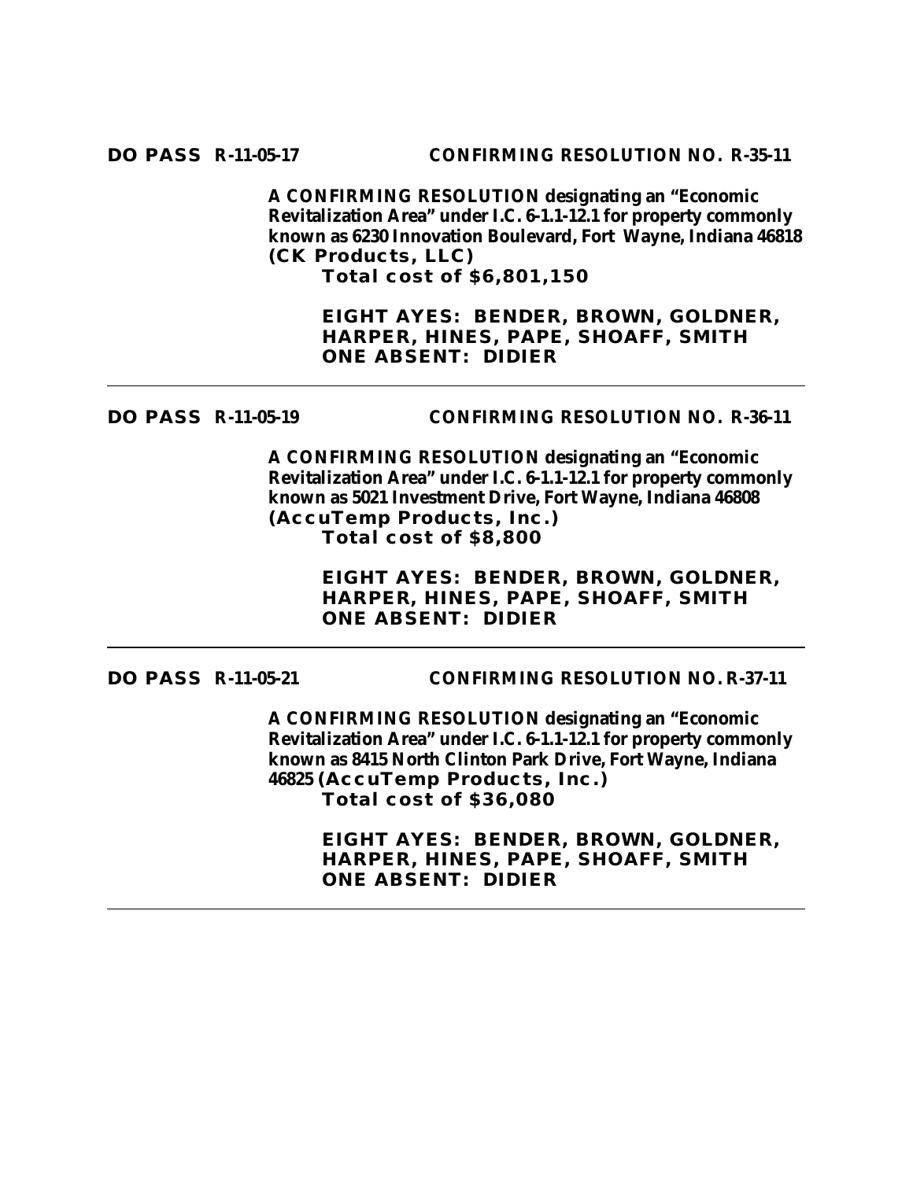**DO PASS R-11-05-17 CONFIRMING RESOLUTION NO. R-35-11**

**A CONFIRMING RESOLUTION designating an "Economic Revitalization Area" under I.C. 6-1.1-12.1 for property commonly known as 6230 Innovation Boulevard, Fort Wayne, Indiana 46818 (CK Products, LLC)**
**Total cost of $6,801,150**

**EIGHT AYES: BENDER, BROWN, GOLDNER, HARPER, HINES, PAPE, SHOAFF, SMITH**
**ONE ABSENT: DIDIER**

---

**DO PASS R-11-05-19 CONFIRMING RESOLUTION NO. R-36-11**

**A CONFIRMING RESOLUTION designating an "Economic Revitalization Area" under I.C. 6-1.1-12.1 for property commonly known as 5021 Investment Drive, Fort Wayne, Indiana 46808 (AccuTemp Products, Inc.)**
**Total cost of $8,800**

**EIGHT AYES: BENDER, BROWN, GOLDNER, HARPER, HINES, PAPE, SHOAFF, SMITH**
**ONE ABSENT: DIDIER**

---

**DO PASS R-11-05-21 CONFIRMING RESOLUTION NO. R-37-11**

**A CONFIRMING RESOLUTION designating an "Economic Revitalization Area" under I.C. 6-1.1-12.1 for property commonly known as 8415 North Clinton Park Drive, Fort Wayne, Indiana 46825 (AccuTemp Products, Inc.)**
**Total cost of $36,080**

**EIGHT AYES: BENDER, BROWN, GOLDNER, HARPER, HINES, PAPE, SHOAFF, SMITH**
**ONE ABSENT: DIDIER**

---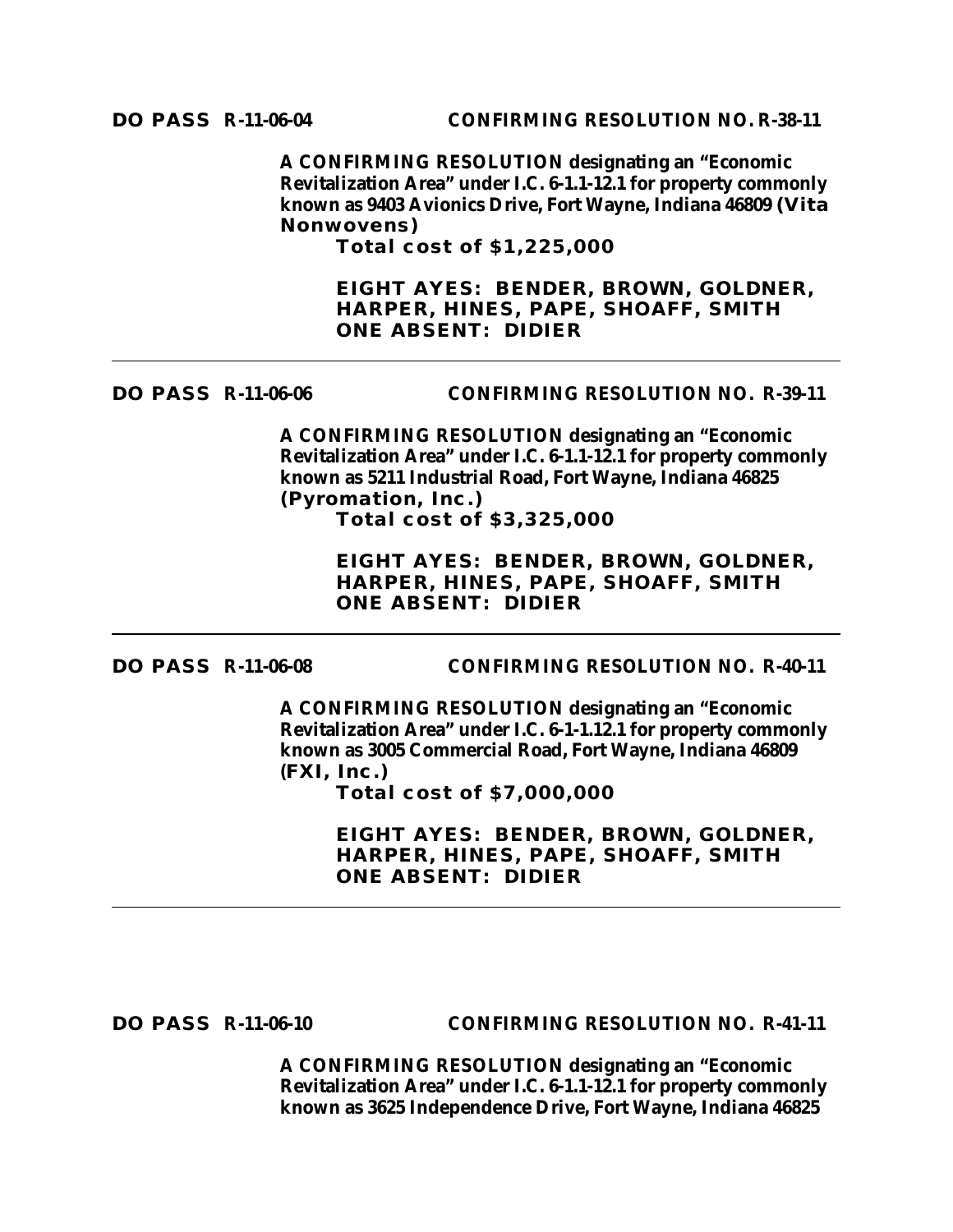**DO PASS R-11-06-04** **CONFIRMING RESOLUTION NO. R-38-11**

**A CONFIRMING RESOLUTION designating an "Economic Revitalization Area" under I.C. 6-1.1-12.1 for property commonly known as 9403 Avionics Drive, Fort Wayne, Indiana 46809 (Vita Nonwovens)**

**Total cost of $1,225,000**

**EIGHT AYES: BENDER, BROWN, GOLDNER, HARPER, HINES, PAPE, SHOAFF, SMITH**
**ONE ABSENT: DIDIER**

---

**DO PASS R-11-06-06** **CONFIRMING RESOLUTION NO. R-39-11**

**A CONFIRMING RESOLUTION designating an "Economic Revitalization Area" under I.C. 6-1.1-12.1 for property commonly known as 5211 Industrial Road, Fort Wayne, Indiana 46825 (Pyromation, Inc.)**

**Total cost of $3,325,000**

**EIGHT AYES: BENDER, BROWN, GOLDNER, HARPER, HINES, PAPE, SHOAFF, SMITH**
**ONE ABSENT: DIDIER**

---

**DO PASS R-11-06-08** **CONFIRMING RESOLUTION NO. R-40-11**

**A CONFIRMING RESOLUTION designating an "Economic Revitalization Area" under I.C. 6-1-1.12.1 for property commonly known as 3005 Commercial Road, Fort Wayne, Indiana 46809 (FXI, Inc.)**

**Total cost of $7,000,000**

**EIGHT AYES: BENDER, BROWN, GOLDNER, HARPER, HINES, PAPE, SHOAFF, SMITH**
**ONE ABSENT: DIDIER**

---

**DO PASS R-11-06-10** **CONFIRMING RESOLUTION NO. R-41-11**

**A CONFIRMING RESOLUTION designating an "Economic Revitalization Area" under I.C. 6-1.1-12.1 for property commonly known as 3625 Independence Drive, Fort Wayne, Indiana 46825**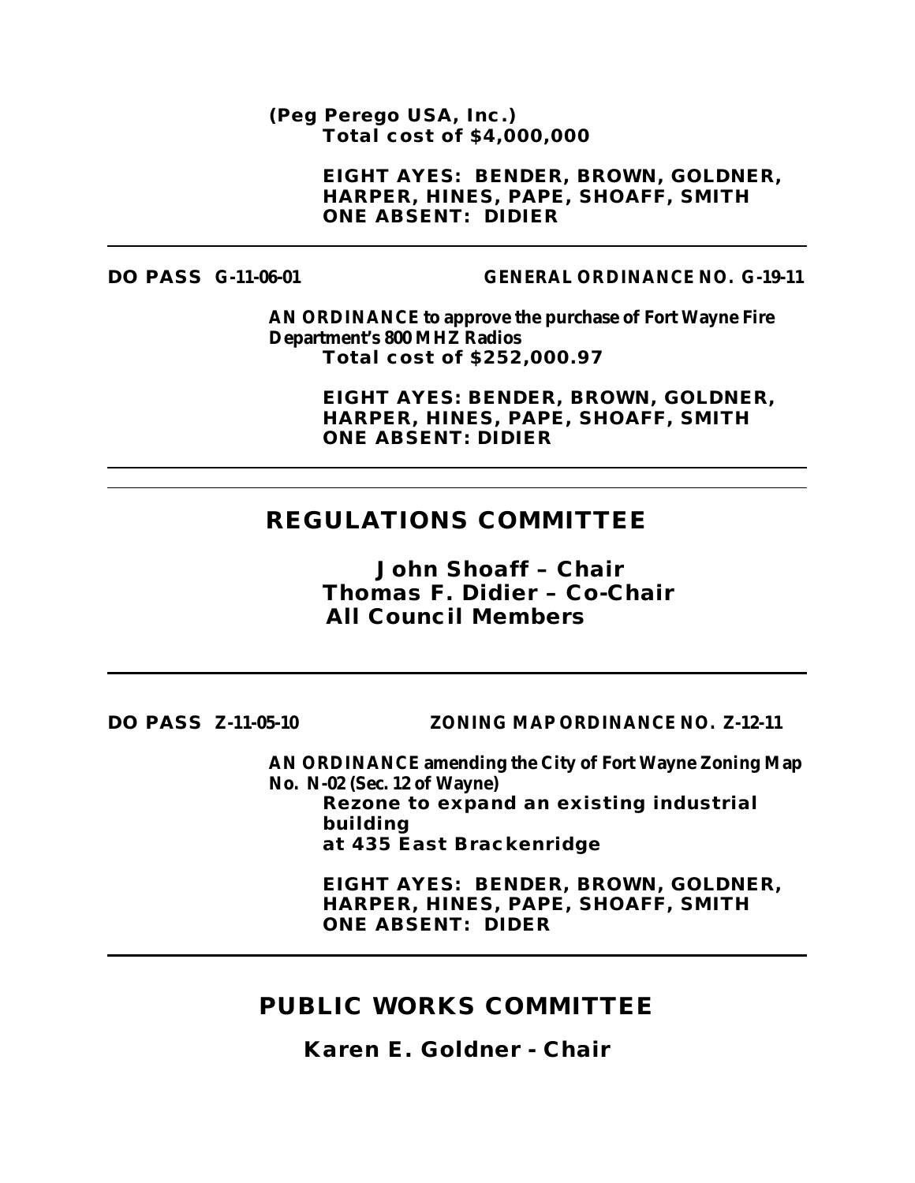**(Peg Perego USA, Inc.)**
**Total cost of $4,000,000**

**EIGHT AYES: BENDER, BROWN, GOLDNER, HARPER, HINES, PAPE, SHOAFF, SMITH**
**ONE ABSENT: DIDIER**

---

**DO PASS G-11-06-01** **GENERAL ORDINANCE NO. G-19-11**

**AN ORDINANCE to approve the purchase of Fort Wayne Fire Department's 800 MHZ Radios**
**Total cost of $252,000.97**

**EIGHT AYES: BENDER, BROWN, GOLDNER, HARPER, HINES, PAPE, SHOAFF, SMITH**
**ONE ABSENT: DIDIER**

---

## REGULATIONS COMMITTEE

**John Shoaff – Chair**
**Thomas F. Didier – Co-Chair**
**All Council Members**

---

**DO PASS Z-11-05-10** **ZONING MAP ORDINANCE NO. Z-12-11**

**AN ORDINANCE amending the City of Fort Wayne Zoning Map No. N-02 (Sec. 12 of Wayne)**
**Rezone to expand an existing industrial building**
**at 435 East Brackenridge**

**EIGHT AYES: BENDER, BROWN, GOLDNER, HARPER, HINES, PAPE, SHOAFF, SMITH**
**ONE ABSENT: DIDER**

---

## PUBLIC WORKS COMMITTEE

**Karen E. Goldner - Chair**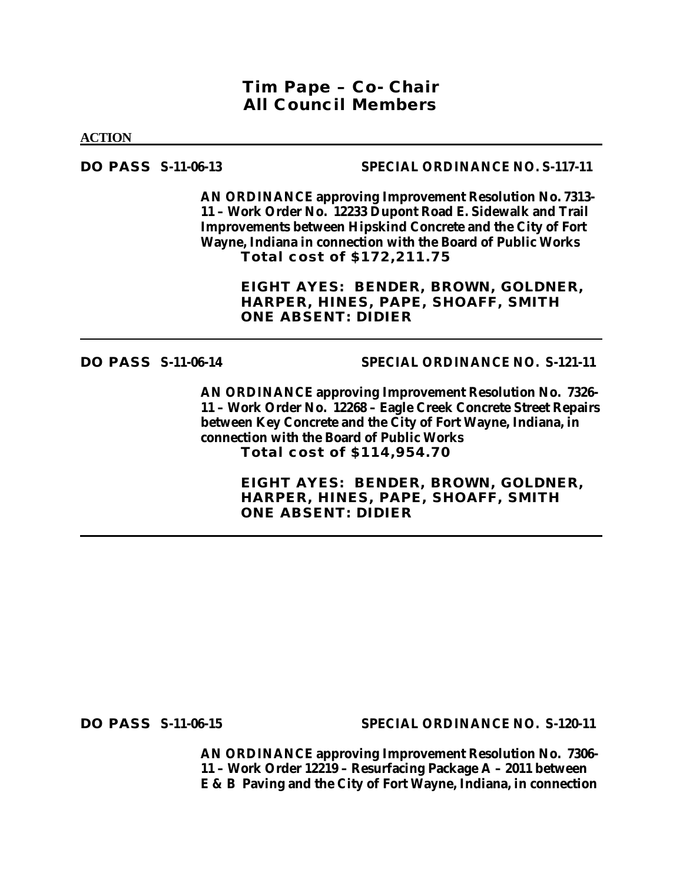## Tim Pape – Co-Chair
## All Council Members

**ACTION**

---

**DO PASS S-11-06-13** **SPECIAL ORDINANCE NO. S-117-11**

**AN ORDINANCE approving Improvement Resolution No. 7313-11 – Work Order No. 12233 Dupont Road E. Sidewalk and Trail Improvements between Hipskind Concrete and the City of Fort Wayne, Indiana in connection with the Board of Public Works**
**Total cost of $172,211.75**

**EIGHT AYES: BENDER, BROWN, GOLDNER, HARPER, HINES, PAPE, SHOAFF, SMITH**
**ONE ABSENT: DIDIER**

---

**DO PASS S-11-06-14** **SPECIAL ORDINANCE NO. S-121-11**

**AN ORDINANCE approving Improvement Resolution No. 7326-11 – Work Order No. 12268 – Eagle Creek Concrete Street Repairs between Key Concrete and the City of Fort Wayne, Indiana, in connection with the Board of Public Works**
**Total cost of $114,954.70**

**EIGHT AYES: BENDER, BROWN, GOLDNER, HARPER, HINES, PAPE, SHOAFF, SMITH**
**ONE ABSENT: DIDIER**

---

**DO PASS S-11-06-15** **SPECIAL ORDINANCE NO. S-120-11**

**AN ORDINANCE approving Improvement Resolution No. 7306-11 – Work Order 12219 – Resurfacing Package A – 2011 between E & B Paving and the City of Fort Wayne, Indiana, in connection**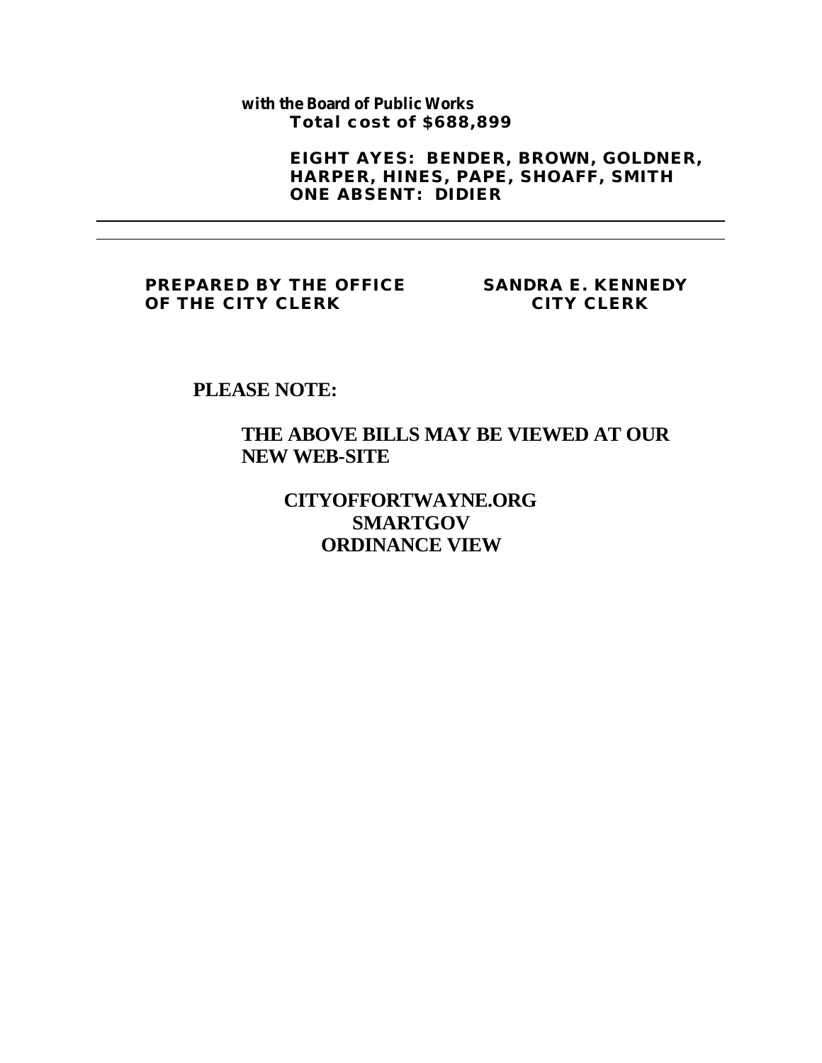**with the Board of Public Works**
**Total cost of $688,899**

**EIGHT AYES: BENDER, BROWN, GOLDNER, HARPER, HINES, PAPE, SHOAFF, SMITH**
**ONE ABSENT: DIDIER**

---

---

**PREPARED BY THE OFFICE OF THE CITY CLERK**

**SANDRA E. KENNEDY**
**CITY CLERK**

**PLEASE NOTE:**

**THE ABOVE BILLS MAY BE VIEWED AT OUR NEW WEB-SITE**

**CITYOFFORTWAYNE.ORG**
**SMARTGOV**
**ORDINANCE VIEW**